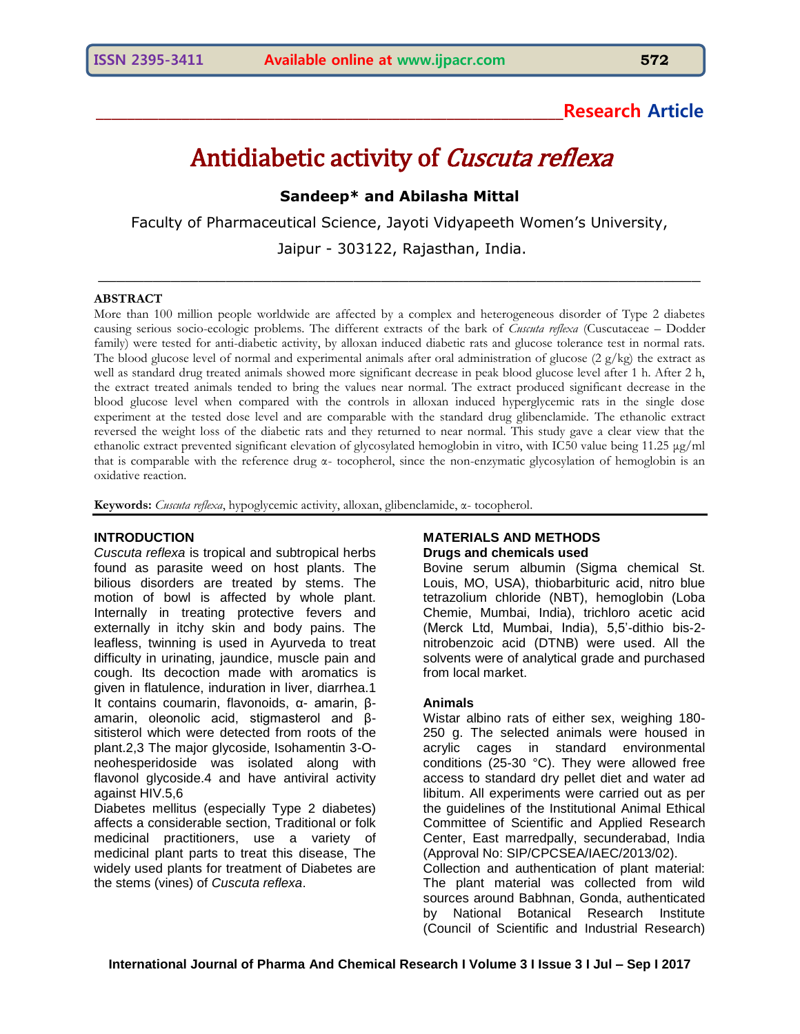**Research Article**

# Antidiabetic activity of *Cuscuta reflexa*

**Sandeep\* and Abilasha Mittal**

Faculty of Pharmaceutical Science, Jayoti Vidyapeeth Women's University,

Jaipur - 303122, Rajasthan, India.

## ABSTRACT

More than 100 million people worldwide are affected by a complex and heterogeneous disorder of Type 2 diabetes causing serious socio-ecologic problems. The different extracts of the bark of *Cuscuta reflexa* (Cuscutaceae – Dodder family) were tested for anti-diabetic activity, by alloxan induced diabetic rats and glucose tolerance test in normal rats. The blood glucose level of normal and experimental animals after oral administration of glucose (2 g/kg) the extract as well as standard drug treated animals showed more significant decrease in peak blood glucose level after 1 h. After 2 h, the extract treated animals tended to bring the values near normal. The extract produced significant decrease in the blood glucose level when compared with the controls in alloxan induced hyperglycemic rats in the single dose experiment at the tested dose level and are comparable with the standard drug glibenclamide. The ethanolic extract reversed the weight loss of the diabetic rats and they returned to near normal. This study gave a clear view that the ethanolic extract prevented significant elevation of glycosylated hemoglobin in vitro, with IC50 value being 11.25 μg/ml that is comparable with the reference drug α- tocopherol, since the non-enzymatic glycosylation of hemoglobin is an oxidative reaction.

**Keywords:** *Cuscuta reflexa*, hypoglycemic activity, alloxan, glibenclamide, α- tocopherol.

## INTRODUCTION

*Cuscuta reflexa* is tropical and subtropical herbs found as parasite weed on host plants. The bilious disorders are treated by stems. The motion of bowl is affected by whole plant. Internally in treating protective fevers and externally in itchy skin and body pains. The leafless, twinning is used in Ayurveda to treat difficulty in urinating, jaundice, muscle pain and cough. Its decoction made with aromatics is given in flatulence, induration in liver, diarrhea.1 It contains coumarin, flavonoids, α- amarin, β-amarin, oleonolic acid, stigmasterol and β-sitisterol which were detected from roots of the plant.2,3 The major glycoside, Isohamentin 3-O-neohesperidoside was isolated along with flavonol glycoside.4 and have antiviral activity against HIV.5,6

Diabetes mellitus (especially Type 2 diabetes) affects a considerable section, Traditional or folk medicinal practitioners, use a variety of medicinal plant parts to treat this disease, The widely used plants for treatment of Diabetes are the stems (vines) of *Cuscuta reflexa*.

## MATERIALS AND METHODS

### Drugs and chemicals used

Bovine serum albumin (Sigma chemical St. Louis, MO, USA), thiobarbituric acid, nitro blue tetrazolium chloride (NBT), hemoglobin (Loba Chemie, Mumbai, India), trichloro acetic acid (Merck Ltd, Mumbai, India), 5,5'-dithio bis-2-nitrobenzoic acid (DTNB) were used. All the solvents were of analytical grade and purchased from local market.

### Animals

Wistar albino rats of either sex, weighing 180-250 g. The selected animals were housed in acrylic cages in standard environmental conditions (25-30 °C). They were allowed free access to standard dry pellet diet and water ad libitum. All experiments were carried out as per the guidelines of the Institutional Animal Ethical Committee of Scientific and Applied Research Center, East marredpally, secunderabad, India (Approval No: SIP/CPCSEA/IAEC/2013/02).

Collection and authentication of plant material: The plant material was collected from wild sources around Babhnan, Gonda, authenticated by National Botanical Research Institute (Council of Scientific and Industrial Research)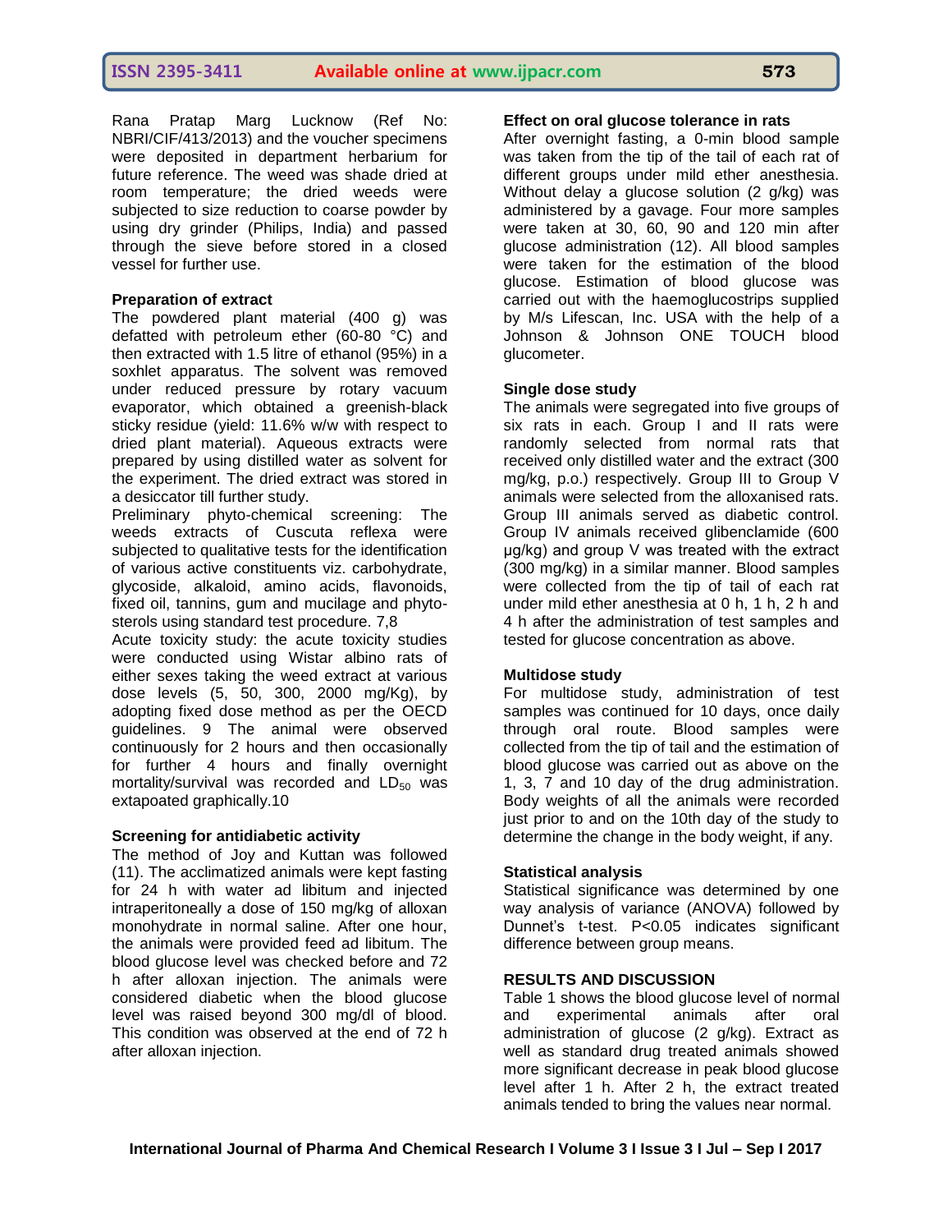Rana Pratap Marg Lucknow (Ref No: NBRI/CIF/413/2013) and the voucher specimens were deposited in department herbarium for future reference. The weed was shade dried at room temperature; the dried weeds were subjected to size reduction to coarse powder by using dry grinder (Philips, India) and passed through the sieve before stored in a closed vessel for further use.

**Preparation of extract**

The powdered plant material (400 g) was defatted with petroleum ether (60-80 °C) and then extracted with 1.5 litre of ethanol (95%) in a soxhlet apparatus. The solvent was removed under reduced pressure by rotary vacuum evaporator, which obtained a greenish-black sticky residue (yield: 11.6% w/w with respect to dried plant material). Aqueous extracts were prepared by using distilled water as solvent for the experiment. The dried extract was stored in a desiccator till further study.

Preliminary phyto-chemical screening: The weeds extracts of Cuscuta reflexa were subjected to qualitative tests for the identification of various active constituents viz. carbohydrate, glycoside, alkaloid, amino acids, flavonoids, fixed oil, tannins, gum and mucilage and phyto-sterols using standard test procedure. 7,8

Acute toxicity study: the acute toxicity studies were conducted using Wistar albino rats of either sexes taking the weed extract at various dose levels (5, 50, 300, 2000 mg/Kg), by adopting fixed dose method as per the OECD guidelines. 9 The animal were observed continuously for 2 hours and then occasionally for further 4 hours and finally overnight mortality/survival was recorded and $LD_{50}$ was extapoated graphically.10

**Screening for antidiabetic activity**

The method of Joy and Kuttan was followed (11). The acclimatized animals were kept fasting for 24 h with water ad libitum and injected intraperitoneally a dose of 150 mg/kg of alloxan monohydrate in normal saline. After one hour, the animals were provided feed ad libitum. The blood glucose level was checked before and 72 h after alloxan injection. The animals were considered diabetic when the blood glucose level was raised beyond 300 mg/dl of blood. This condition was observed at the end of 72 h after alloxan injection.

**Effect on oral glucose tolerance in rats**

After overnight fasting, a 0-min blood sample was taken from the tip of the tail of each rat of different groups under mild ether anesthesia. Without delay a glucose solution (2 g/kg) was administered by a gavage. Four more samples were taken at 30, 60, 90 and 120 min after glucose administration (12). All blood samples were taken for the estimation of the blood glucose. Estimation of blood glucose was carried out with the haemoglucostrips supplied by M/s Lifescan, Inc. USA with the help of a Johnson & Johnson ONE TOUCH blood glucometer.

**Single dose study**

The animals were segregated into five groups of six rats in each. Group I and II rats were randomly selected from normal rats that received only distilled water and the extract (300 mg/kg, p.o.) respectively. Group III to Group V animals were selected from the alloxanised rats. Group III animals served as diabetic control. Group IV animals received glibenclamide (600 µg/kg) and group V was treated with the extract (300 mg/kg) in a similar manner. Blood samples were collected from the tip of tail of each rat under mild ether anesthesia at 0 h, 1 h, 2 h and 4 h after the administration of test samples and tested for glucose concentration as above.

**Multidose study**

For multidose study, administration of test samples was continued for 10 days, once daily through oral route. Blood samples were collected from the tip of tail and the estimation of blood glucose was carried out as above on the 1, 3, 7 and 10 day of the drug administration. Body weights of all the animals were recorded just prior to and on the 10th day of the study to determine the change in the body weight, if any.

**Statistical analysis**

Statistical significance was determined by one way analysis of variance (ANOVA) followed by Dunnet's t-test. $P<0.05$ indicates significant difference between group means.

**RESULTS AND DISCUSSION**

Table 1 shows the blood glucose level of normal and experimental animals after oral administration of glucose (2 g/kg). Extract as well as standard drug treated animals showed more significant decrease in peak blood glucose level after 1 h. After 2 h, the extract treated animals tended to bring the values near normal.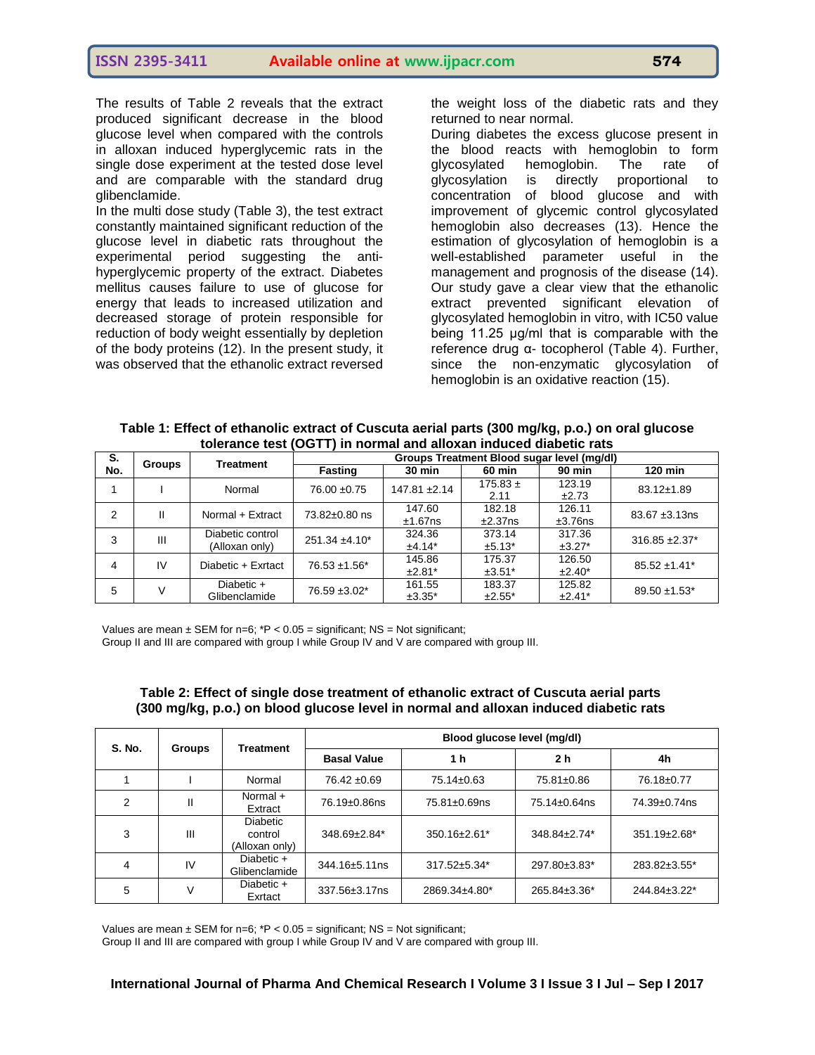The results of Table 2 reveals that the extract produced significant decrease in the blood glucose level when compared with the controls in alloxan induced hyperglycemic rats in the single dose experiment at the tested dose level and are comparable with the standard drug glibenclamide.

In the multi dose study (Table 3), the test extract constantly maintained significant reduction of the glucose level in diabetic rats throughout the experimental period suggesting the anti-hyperglycemic property of the extract. Diabetes mellitus causes failure to use of glucose for energy that leads to increased utilization and decreased storage of protein responsible for reduction of body weight essentially by depletion of the body proteins (12). In the present study, it was observed that the ethanolic extract reversed the weight loss of the diabetic rats and they returned to near normal.

During diabetes the excess glucose present in the blood reacts with hemoglobin to form glycosylated hemoglobin. The rate of glycosylation is directly proportional to concentration of blood glucose and with improvement of glycemic control glycosylated hemoglobin also decreases (13). Hence the estimation of glycosylation of hemoglobin is a well-established parameter useful in the management and prognosis of the disease (14). Our study gave a clear view that the ethanolic extract prevented significant elevation of glycosylated hemoglobin in vitro, with IC50 value being 11.25 µg/ml that is comparable with the reference drug α- tocopherol (Table 4). Further, since the non-enzymatic glycosylation of hemoglobin is an oxidative reaction (15).

**Table 1: Effect of ethanolic extract of Cuscuta aerial parts (300 mg/kg, p.o.) on oral glucose tolerance test (OGTT) in normal and alloxan induced diabetic rats**

| S. No. | Groups | Treatment | Groups Treatment Blood sugar level (mg/dl) | | | | |
|---|---|---|---|---|---|---|---|
| | | | Fasting | 30 min | 60 min | 90 min | 120 min |
| 1 | I | Normal | 76.00 ±0.75 | 147.81 ±2.14 | 175.83 ± 2.11 | 123.19 ±2.73 | 83.12±1.89 |
| 2 | II | Normal + Extract | 73.82±0.80 ns | 147.60 ±1.67ns | 182.18 ±2.37ns | 126.11 ±3.76ns | 83.67 ±3.13ns |
| 3 | III | Diabetic control (Alloxan only) | 251.34 ±4.10* | 324.36 ±4.14* | 373.14 ±5.13* | 317.36 ±3.27* | 316.85 ±2.37* |
| 4 | IV | Diabetic + Extract | 76.53 ±1.56* | 145.86 ±2.81* | 175.37 ±3.51* | 126.50 ±2.40* | 85.52 ±1.41* |
| 5 | V | Diabetic + Glibenclamide | 76.59 ±3.02* | 161.55 ±3.35* | 183.37 ±2.55* | 125.82 ±2.41* | 89.50 ±1.53* |

Values are mean ± SEM for n=6; *P < 0.05 = significant; NS = Not significant;
Group II and III are compared with group I while Group IV and V are compared with group III.

**Table 2: Effect of single dose treatment of ethanolic extract of Cuscuta aerial parts (300 mg/kg, p.o.) on blood glucose level in normal and alloxan induced diabetic rats**

| S. No. | Groups | Treatment | Blood glucose level (mg/dl) | | | |
|---|---|---|---|---|---|---|
| | | | Basal Value | 1 h | 2 h | 4h |
| 1 | I | Normal | 76.42 ±0.69 | 75.14±0.63 | 75.81±0.86 | 76.18±0.77 |
| 2 | II | Normal + Extract | 76.19±0.86ns | 75.81±0.69ns | 75.14±0.64ns | 74.39±0.74ns |
| 3 | III | Diabetic control (Alloxan only) | 348.69±2.84* | 350.16±2.61* | 348.84±2.74* | 351.19±2.68* |
| 4 | IV | Diabetic + Glibenclamide | 344.16±5.11ns | 317.52±5.34* | 297.80±3.83* | 283.82±3.55* |
| 5 | V | Diabetic + Extract | 337.56±3.17ns | 2869.34±4.80* | 265.84±3.36* | 244.84±3.22* |

Values are mean ± SEM for n=6; *P < 0.05 = significant; NS = Not significant;
Group II and III are compared with group I while Group IV and V are compared with group III.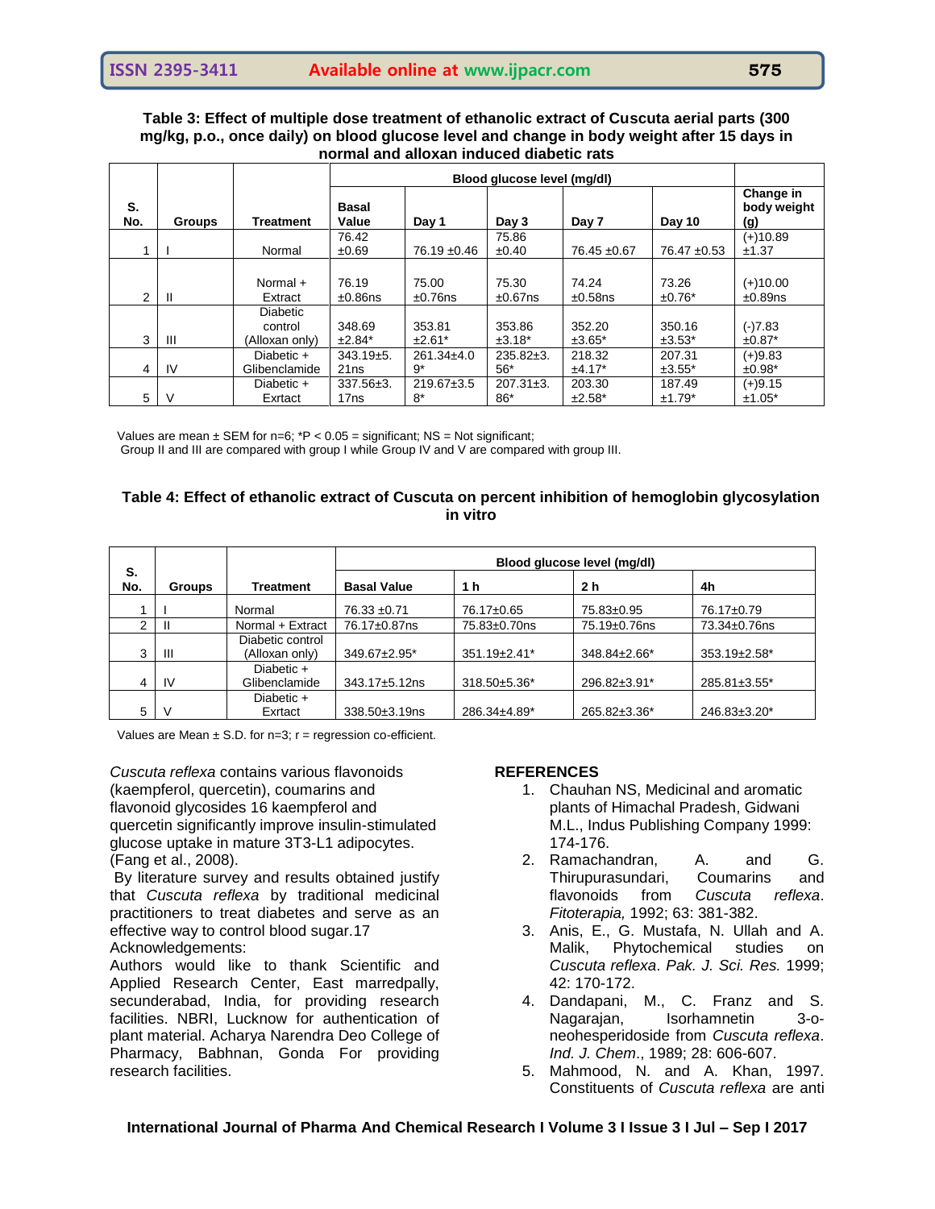**Table 3: Effect of multiple dose treatment of ethanolic extract of Cuscuta aerial parts (300 mg/kg, p.o., once daily) on blood glucose level and change in body weight after 15 days in normal and alloxan induced diabetic rats**

| S. No. | Groups | Treatment | Blood glucose level (mg/dl) | | | | | Change in body weight (g) |
|---|---|---|---|---|---|---|---|---|
| | | | Basal Value | Day 1 | Day 3 | Day 7 | Day 10 | |
| 1 | I | Normal | 76.42 ±0.69 | 76.19 ±0.46 | 75.86 ±0.40 | 76.45 ±0.67 | 76.47 ±0.53 | (+)10.89 ±1.37 |
| 2 | II | Normal + Extract | 76.19 ±0.86ns | 75.00 ±0.76ns | 75.30 ±0.67ns | 74.24 ±0.58ns | 73.26 ±0.76* | (+)10.00 ±0.89ns |
| 3 | III | Diabetic control (Alloxan only) | 348.69 ±2.84* | 353.81 ±2.61* | 353.86 ±3.18* | 352.20 ±3.65* | 350.16 ±3.53* | (-)7.83 ±0.87* |
| 4 | IV | Diabetic + Glibenclamide | 343.19±5.21ns | 261.34±4.09* | 235.82±3.56* | 218.32 ±4.17* | 207.31 ±3.55* | (+)9.83 ±0.98* |
| 5 | V | Diabetic + Extract | 337.56±3.17ns | 219.67±3.58* | 207.31±3.86* | 203.30 ±2.58* | 187.49 ±1.79* | (+)9.15 ±1.05* |

Values are mean ± SEM for n=6; *P < 0.05 = significant; NS = Not significant;
Group II and III are compared with group I while Group IV and V are compared with group III.

**Table 4: Effect of ethanolic extract of Cuscuta on percent inhibition of hemoglobin glycosylation in vitro**

| S. No. | Groups | Treatment | Blood glucose level (mg/dl) | | | |
|---|---|---|---|---|---|---|
| | | | Basal Value | 1 h | 2 h | 4h |
| 1 | I | Normal | 76.33 ±0.71 | 76.17±0.65 | 75.83±0.95 | 76.17±0.79 |
| 2 | II | Normal + Extract | 76.17±0.87ns | 75.83±0.70ns | 75.19±0.76ns | 73.34±0.76ns |
| 3 | III | Diabetic control (Alloxan only) | 349.67±2.95* | 351.19±2.41* | 348.84±2.66* | 353.19±2.58* |
| 4 | IV | Diabetic + Glibenclamide | 343.17±5.12ns | 318.50±5.36* | 296.82±3.91* | 285.81±3.55* |
| 5 | V | Diabetic + Extract | 338.50±3.19ns | 286.34±4.89* | 265.82±3.36* | 246.83±3.20* |

Values are Mean ± S.D. for n=3; r = regression co-efficient.

*Cuscuta reflexa* contains various flavonoids (kaempferol, quercetin), coumarins and flavonoid glycosides 16 kaempferol and quercetin significantly improve insulin-stimulated glucose uptake in mature 3T3-L1 adipocytes. (Fang et al., 2008).

By literature survey and results obtained justify that *Cuscuta reflexa* by traditional medicinal practitioners to treat diabetes and serve as an effective way to control blood sugar.17

Acknowledgements:

Authors would like to thank Scientific and Applied Research Center, East marredpally, secunderabad, India, for providing research facilities. NBRI, Lucknow for authentication of plant material. Acharya Narendra Deo College of Pharmacy, Babhnan, Gonda For providing research facilities.

## REFERENCES

1. Chauhan NS, Medicinal and aromatic plants of Himachal Pradesh, Gidwani M.L., Indus Publishing Company 1999: 174-176.
2. Ramachandran, A. and G. Thirupurasundari, Coumarins and flavonoids from *Cuscuta reflexa*. *Fitoterapia,* 1992; 63: 381-382.
3. Anis, E., G. Mustafa, N. Ullah and A. Malik, Phytochemical studies on *Cuscuta reflexa*. *Pak. J. Sci. Res.* 1999; 42: 170-172.
4. Dandapani, M., C. Franz and S. Nagarajan, Isorhamnetin 3-o-neohesperidoside from *Cuscuta reflexa*. *Ind. J. Chem*., 1989; 28: 606-607.
5. Mahmood, N. and A. Khan, 1997. Constituents of *Cuscuta reflexa* are anti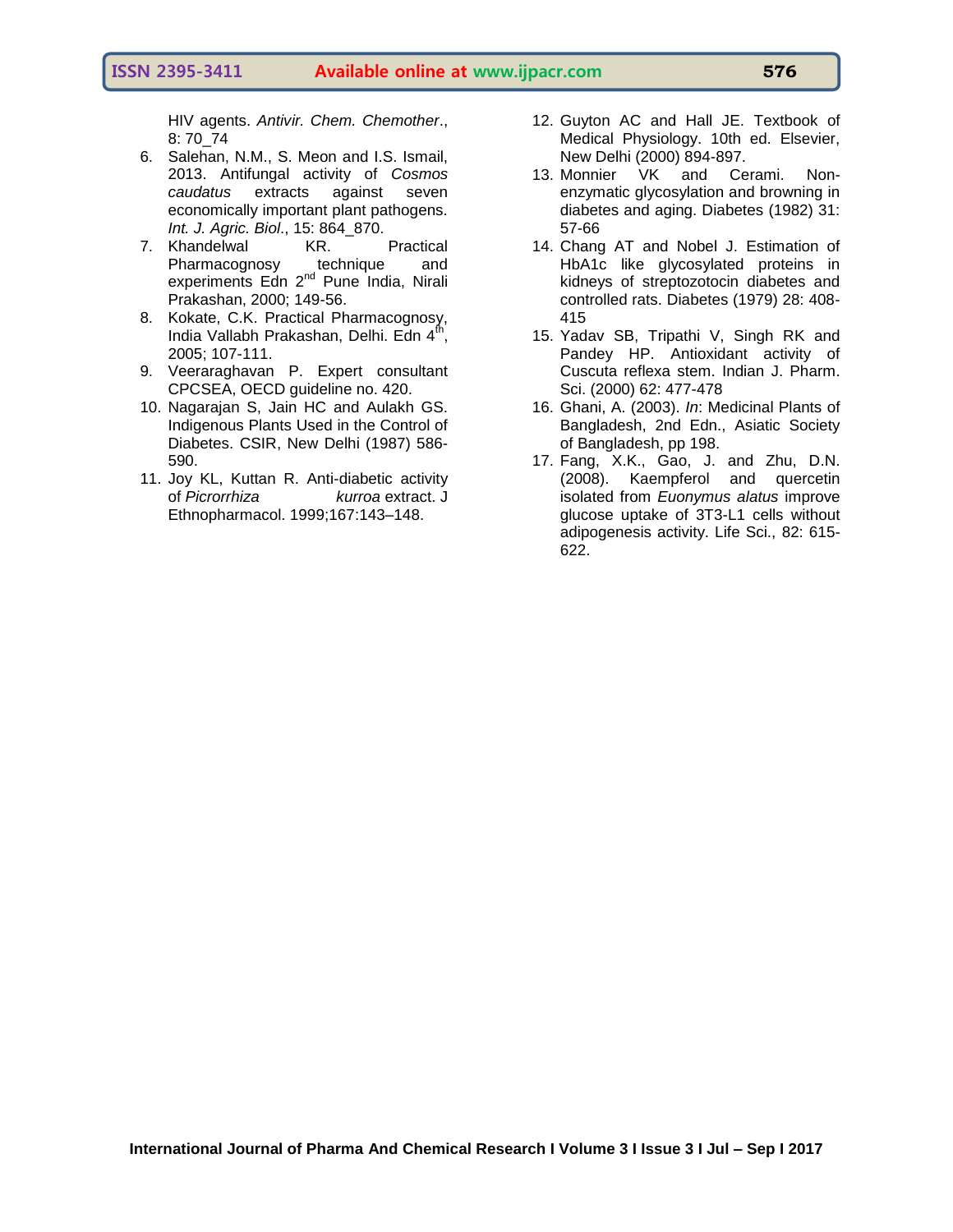HIV agents. *Antivir. Chem. Chemother*., 8: 70_74

6. Salehan, N.M., S. Meon and I.S. Ismail, 2013. Antifungal activity of *Cosmos caudatus* extracts against seven economically important plant pathogens. *Int. J. Agric. Biol*., 15: 864_870.
7. Khandelwal KR. Practical Pharmacognosy technique and experiments Edn 2nd Pune India, Nirali Prakashan, 2000; 149-56.
8. Kokate, C.K. Practical Pharmacognosy, India Vallabh Prakashan, Delhi. Edn 4th, 2005; 107-111.
9. Veeraraghavan P. Expert consultant CPCSEA, OECD guideline no. 420.
10. Nagarajan S, Jain HC and Aulakh GS. Indigenous Plants Used in the Control of Diabetes. CSIR, New Delhi (1987) 586-590.
11. Joy KL, Kuttan R. Anti-diabetic activity of *Picrorrhiza kurroa* extract. J Ethnopharmacol. 1999;167:143–148.
12. Guyton AC and Hall JE. Textbook of Medical Physiology. 10th ed. Elsevier, New Delhi (2000) 894-897.
13. Monnier VK and Cerami. Non-enzymatic glycosylation and browning in diabetes and aging. Diabetes (1982) 31: 57-66
14. Chang AT and Nobel J. Estimation of HbA1c like glycosylated proteins in kidneys of streptozotocin diabetes and controlled rats. Diabetes (1979) 28: 408-415
15. Yadav SB, Tripathi V, Singh RK and Pandey HP. Antioxidant activity of Cuscuta reflexa stem. Indian J. Pharm. Sci. (2000) 62: 477-478
16. Ghani, A. (2003). *In*: Medicinal Plants of Bangladesh, 2nd Edn., Asiatic Society of Bangladesh, pp 198.
17. Fang, X.K., Gao, J. and Zhu, D.N. (2008). Kaempferol and quercetin isolated from *Euonymus alatus* improve glucose uptake of 3T3-L1 cells without adipogenesis activity. Life Sci., 82: 615-622.